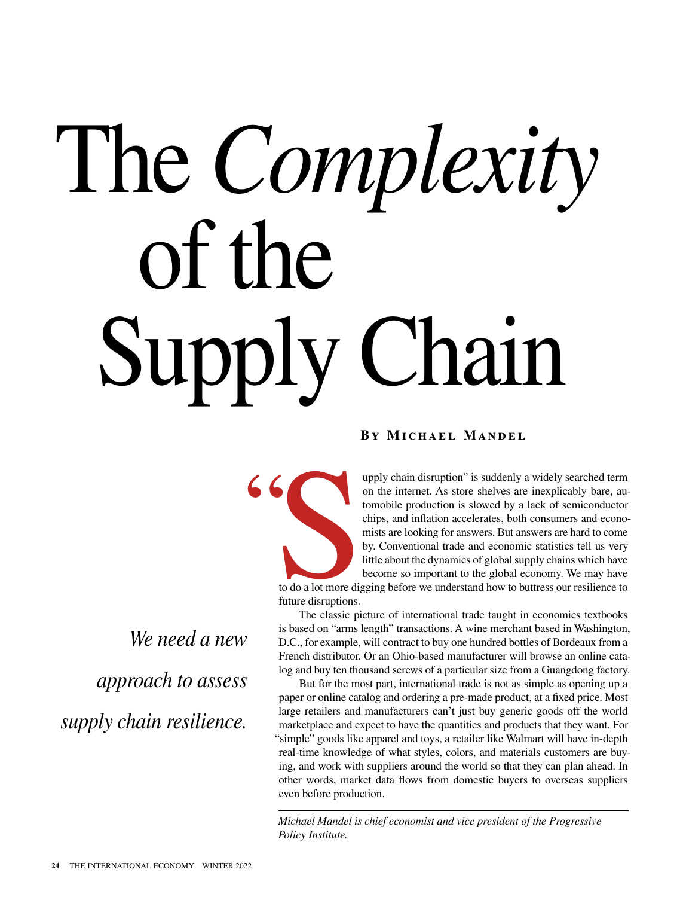# The *Complexity* of the Supply Chain

**By Michael Mandel**

*We need a new approach to assess supply chain resilience.*

"Supply chain disruption" is suddenly a widely searched term on the internet. As store shelves are inexplicably bare, automobile production is slowed by a lack of semiconductor chips, and inflation accelerates, both consumers and economists are looking for answers. But answers are hard to come by. Conventional trade and economic statistics tell us very little about the dynamics of global supply chains which have become so important to the global economy. We may have to do a lot more digging before we understand how to buttress our resilience to future disruptions.

The classic picture of international trade taught in economics textbooks is based on "arms length" transactions. A wine merchant based in Washington, D.C., for example, will contract to buy one hundred bottles of Bordeaux from a French distributor. Or an Ohio-based manufacturer will browse an online catalog and buy ten thousand screws of a particular size from a Guangdong factory.

But for the most part, international trade is not as simple as opening up a paper or online catalog and ordering a pre-made product, at a fixed price. Most large retailers and manufacturers can't just buy generic goods off the world marketplace and expect to have the quantities and products that they want. For "simple" goods like apparel and toys, a retailer like Walmart will have in-depth real-time knowledge of what styles, colors, and materials customers are buying, and work with suppliers around the world so that they can plan ahead. In other words, market data flows from domestic buyers to overseas suppliers even before production.

---

*Michael Mandel is chief economist and vice president of the Progressive Policy Institute.*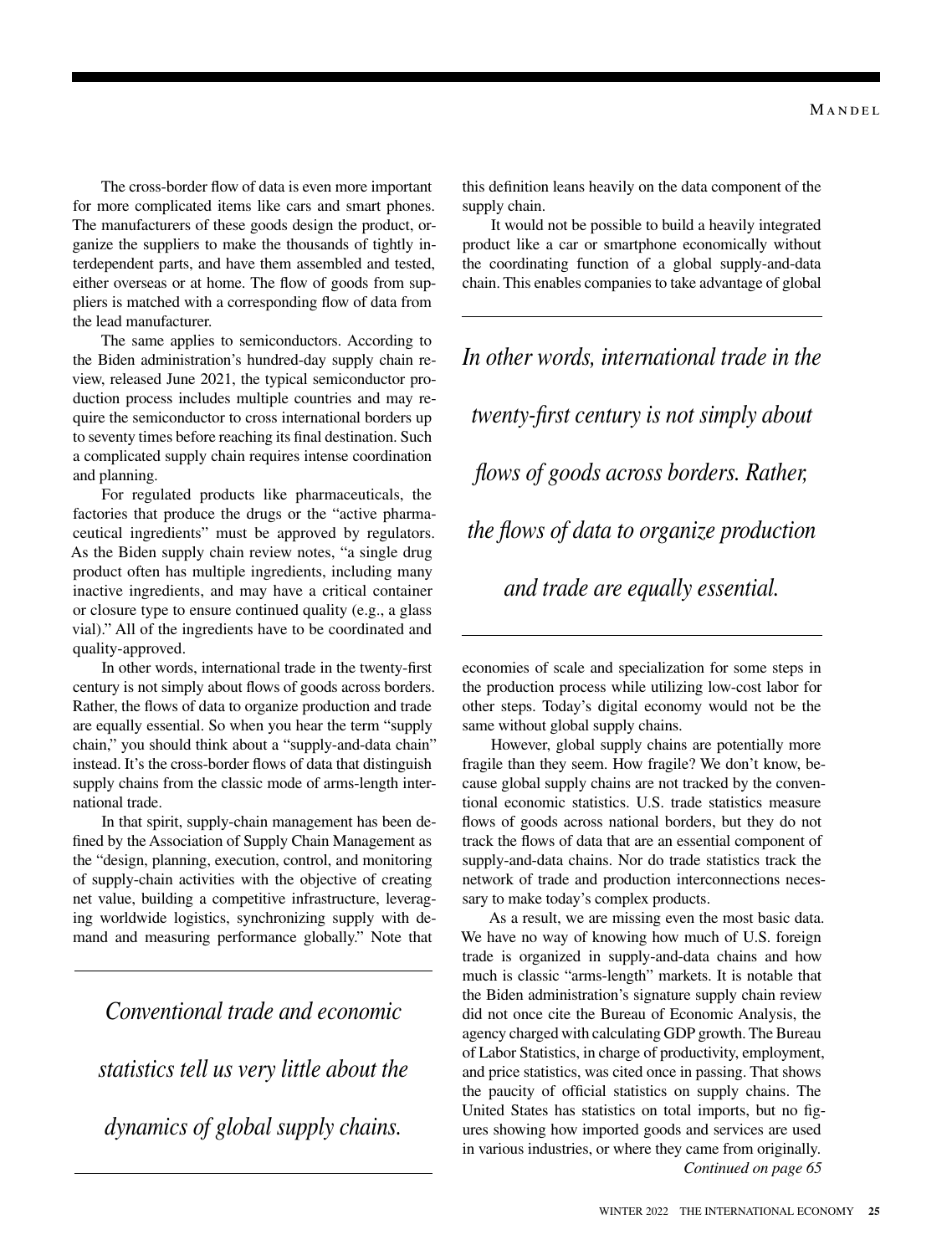The cross-border flow of data is even more important for more complicated items like cars and smart phones. The manufacturers of these goods design the product, organize the suppliers to make the thousands of tightly interdependent parts, and have them assembled and tested, either overseas or at home. The flow of goods from suppliers is matched with a corresponding flow of data from the lead manufacturer.

The same applies to semiconductors. According to the Biden administration's hundred-day supply chain review, released June 2021, the typical semiconductor production process includes multiple countries and may require the semiconductor to cross international borders up to seventy times before reaching its final destination. Such a complicated supply chain requires intense coordination and planning.

For regulated products like pharmaceuticals, the factories that produce the drugs or the "active pharmaceutical ingredients" must be approved by regulators. As the Biden supply chain review notes, "a single drug product often has multiple ingredients, including many inactive ingredients, and may have a critical container or closure type to ensure continued quality (e.g., a glass vial)." All of the ingredients have to be coordinated and quality-approved.

In other words, international trade in the twenty-first century is not simply about flows of goods across borders. Rather, the flows of data to organize production and trade are equally essential. So when you hear the term "supply chain," you should think about a "supply-and-data chain" instead. It's the cross-border flows of data that distinguish supply chains from the classic mode of arms-length international trade.

In that spirit, supply-chain management has been defined by the Association of Supply Chain Management as the "design, planning, execution, control, and monitoring of supply-chain activities with the objective of creating net value, building a competitive infrastructure, leveraging worldwide logistics, synchronizing supply with demand and measuring performance globally." Note that this definition leans heavily on the data component of the supply chain.

*Conventional trade and economic statistics tell us very little about the dynamics of global supply chains.*

It would not be possible to build a heavily integrated product like a car or smartphone economically without the coordinating function of a global supply-and-data chain. This enables companies to take advantage of global economies of scale and specialization for some steps in the production process while utilizing low-cost labor for other steps. Today's digital economy would not be the same without global supply chains.

*In other words, international trade in the twenty-first century is not simply about flows of goods across borders. Rather, the flows of data to organize production and trade are equally essential.*

However, global supply chains are potentially more fragile than they seem. How fragile? We don't know, because global supply chains are not tracked by the conventional economic statistics. U.S. trade statistics measure flows of goods across national borders, but they do not track the flows of data that are an essential component of supply-and-data chains. Nor do trade statistics track the network of trade and production interconnections necessary to make today's complex products.

As a result, we are missing even the most basic data. We have no way of knowing how much of U.S. foreign trade is organized in supply-and-data chains and how much is classic "arms-length" markets. It is notable that the Biden administration's signature supply chain review did not once cite the Bureau of Economic Analysis, the agency charged with calculating GDP growth. The Bureau of Labor Statistics, in charge of productivity, employment, and price statistics, was cited once in passing. That shows the paucity of official statistics on supply chains. The United States has statistics on total imports, but no figures showing how imported goods and services are used in various industries, or where they came from originally.

*Continued on page 65*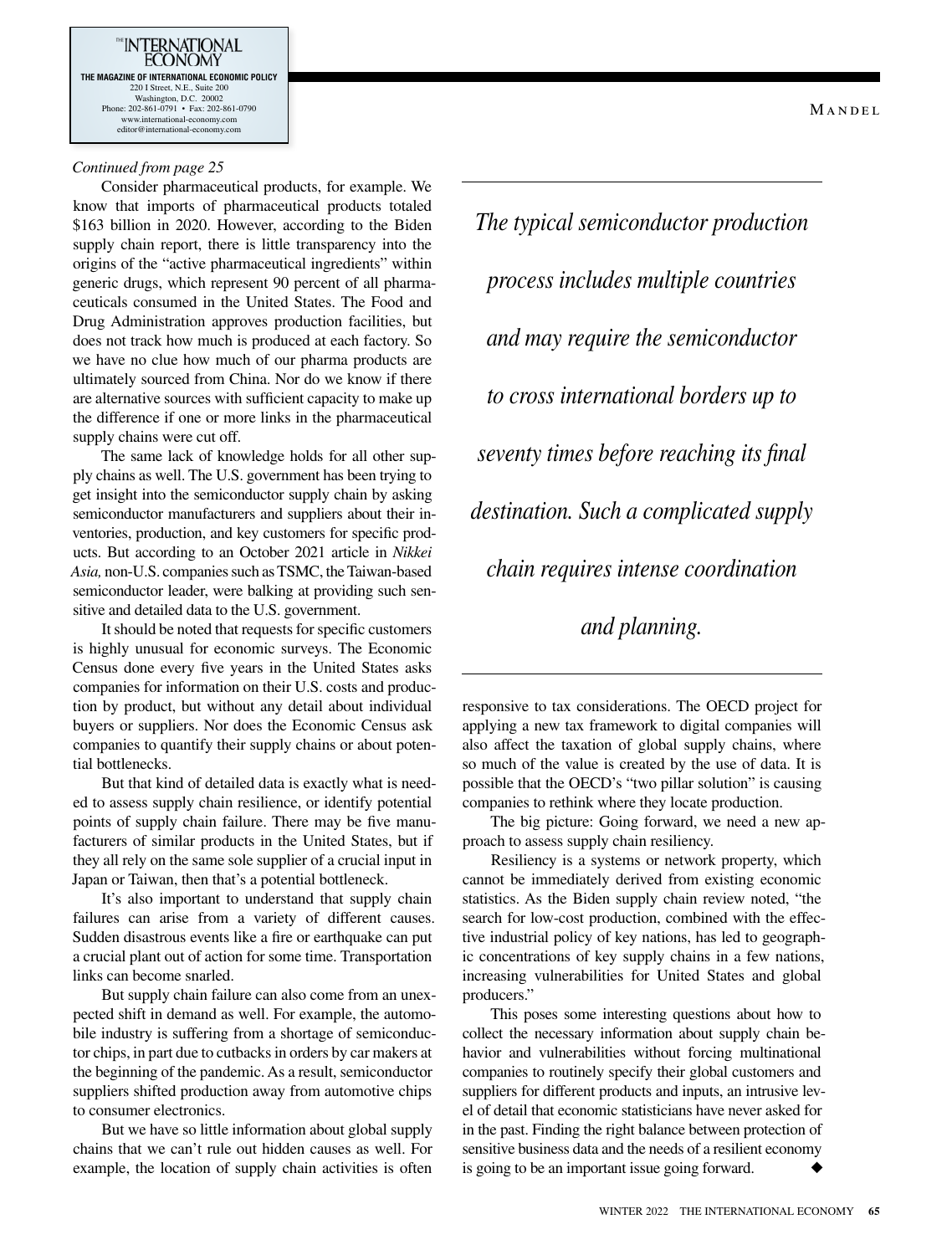*Continued from page 25*

Consider pharmaceutical products, for example. We know that imports of pharmaceutical products totaled $163 billion in 2020. However, according to the Biden supply chain report, there is little transparency into the origins of the "active pharmaceutical ingredients" within generic drugs, which represent 90 percent of all pharmaceuticals consumed in the United States. The Food and Drug Administration approves production facilities, but does not track how much is produced at each factory. So we have no clue how much of our pharma products are ultimately sourced from China. Nor do we know if there are alternative sources with sufficient capacity to make up the difference if one or more links in the pharmaceutical supply chains were cut off.

The same lack of knowledge holds for all other supply chains as well. The U.S. government has been trying to get insight into the semiconductor supply chain by asking semiconductor manufacturers and suppliers about their inventories, production, and key customers for specific products. But according to an October 2021 article in *Nikkei Asia,* non-U.S. companies such as TSMC, the Taiwan-based semiconductor leader, were balking at providing such sensitive and detailed data to the U.S. government.

It should be noted that requests for specific customers is highly unusual for economic surveys. The Economic Census done every five years in the United States asks companies for information on their U.S. costs and production by product, but without any detail about individual buyers or suppliers. Nor does the Economic Census ask companies to quantify their supply chains or about potential bottlenecks.

But that kind of detailed data is exactly what is needed to assess supply chain resilience, or identify potential points of supply chain failure. There may be five manufacturers of similar products in the United States, but if they all rely on the same sole supplier of a crucial input in Japan or Taiwan, then that's a potential bottleneck.

It's also important to understand that supply chain failures can arise from a variety of different causes. Sudden disastrous events like a fire or earthquake can put a crucial plant out of action for some time. Transportation links can become snarled.

But supply chain failure can also come from an unexpected shift in demand as well. For example, the automobile industry is suffering from a shortage of semiconductor chips, in part due to cutbacks in orders by car makers at the beginning of the pandemic. As a result, semiconductor suppliers shifted production away from automotive chips to consumer electronics.

But we have so little information about global supply chains that we can't rule out hidden causes as well. For example, the location of supply chain activities is often responsive to tax considerations. The OECD project for applying a new tax framework to digital companies will also affect the taxation of global supply chains, where so much of the value is created by the use of data. It is possible that the OECD's "two pillar solution" is causing companies to rethink where they locate production.

> *The typical semiconductor production process includes multiple countries and may require the semiconductor to cross international borders up to seventy times before reaching its final destination. Such a complicated supply chain requires intense coordination and planning.*

The big picture: Going forward, we need a new approach to assess supply chain resiliency.

Resiliency is a systems or network property, which cannot be immediately derived from existing economic statistics. As the Biden supply chain review noted, "the search for low-cost production, combined with the effective industrial policy of key nations, has led to geographic concentrations of key supply chains in a few nations, increasing vulnerabilities for United States and global producers."

This poses some interesting questions about how to collect the necessary information about supply chain behavior and vulnerabilities without forcing multinational companies to routinely specify their global customers and suppliers for different products and inputs, an intrusive level of detail that economic statisticians have never asked for in the past. Finding the right balance between protection of sensitive business data and the needs of a resilient economy is going to be an important issue going forward. ◆